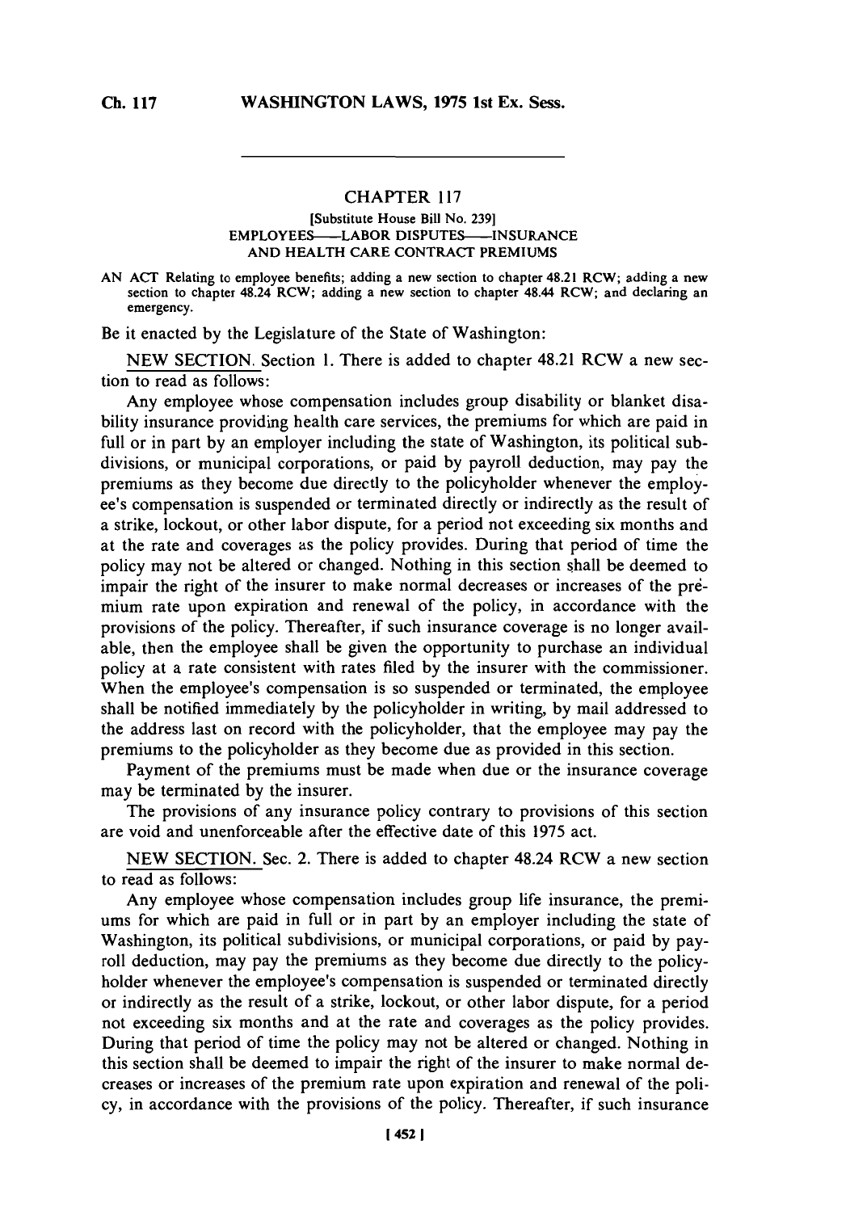## CHAPTER 117

[Substitute House Bill No. 239]

EMPLOYEES—LABOR DISPUTES—INSURANCE AND HEALTH CARE CONTRACT PREMIUMS

AN ACT Relating to employee benefits; adding a new section to chapter 48.21 RCW; adding a new section to chapter 48.24 RCW; adding a new section to chapter 48.44 RCW; and declaring an emergency.

Be it enacted by the Legislature of the State of Washington:

NEW SECTION. Section 1. There is added to chapter 48.21 RCW a new section to read as follows:

Any employee whose compensation includes group disability or blanket disability insurance providing health care services, the premiums for which are paid in full or in part by an employer including the state of Washington, its political subdivisions, or municipal corporations, or paid by payroll deduction, may pay the premiums as they become due directly to the policyholder whenever the employee's compensation is suspended or terminated directly or indirectly as the result of a strike, lockout, or other labor dispute, for a period not exceeding six months and at the rate and coverages as the policy provides. During that period of time the policy may not be altered or changed. Nothing in this section shall be deemed to impair the right of the insurer to make normal decreases or increases of the premium rate upon expiration and renewal of the policy, in accordance with the provisions of the policy. Thereafter, if such insurance coverage is no longer available, then the employee shall be given the opportunity to purchase an individual policy at a rate consistent with rates filed by the insurer with the commissioner. When the employee's compensation is so suspended or terminated, the employee shall be notified immediately by the policyholder in writing, by mail addressed to the address last on record with the policyholder, that the employee may pay the premiums to the policyholder as they become due as provided in this section.

Payment of the premiums must be made when due or the insurance coverage may be terminated by the insurer.

The provisions of any insurance policy contrary to provisions of this section are void and unenforceable after the effective date of this 1975 act.

NEW SECTION. Sec. 2. There is added to chapter 48.24 RCW a new section to read as follows:

Any employee whose compensation includes group life insurance, the premiums for which are paid in full or in part by an employer including the state of Washington, its political subdivisions, or municipal corporations, or paid by payroll deduction, may pay the premiums as they become due directly to the policyholder whenever the employee's compensation is suspended or terminated directly or indirectly as the result of a strike, lockout, or other labor dispute, for a period not exceeding six months and at the rate and coverages as the policy provides. During that period of time the policy may not be altered or changed. Nothing in this section shall be deemed to impair the right of the insurer to make normal decreases or increases of the premium rate upon expiration and renewal of the policy, in accordance with the provisions of the policy. Thereafter, if such insurance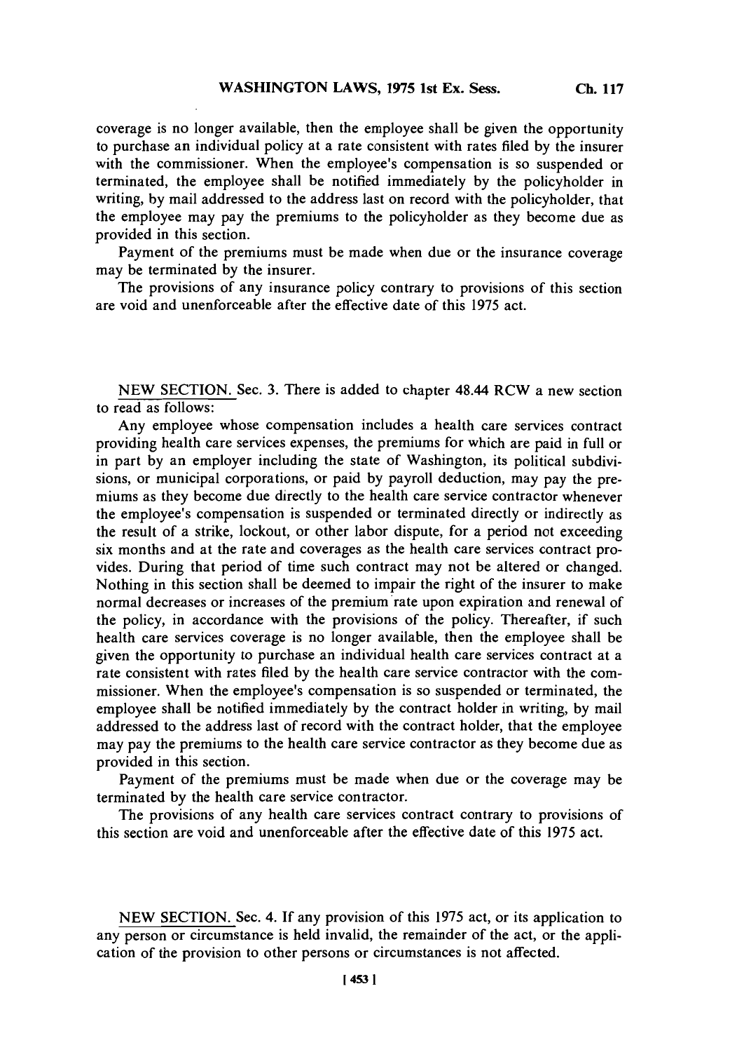coverage is no longer available, then the employee shall be given the opportunity to purchase an individual policy at a rate consistent with rates filed by the insurer with the commissioner. When the employee's compensation is so suspended or terminated, the employee shall be notified immediately by the policyholder in writing, by mail addressed to the address last on record with the policyholder, that the employee may pay the premiums to the policyholder as they become due as provided in this section.

Payment of the premiums must be made when due or the insurance coverage may be terminated by the insurer.

The provisions of any insurance policy contrary to provisions of this section are void and unenforceable after the effective date of this 1975 act.

NEW SECTION. Sec. 3. There is added to chapter 48.44 RCW a new section to read as follows:

Any employee whose compensation includes a health care services contract providing health care services expenses, the premiums for which are paid in full or in part by an employer including the state of Washington, its political subdivisions, or municipal corporations, or paid by payroll deduction, may pay the premiums as they become due directly to the health care service contractor whenever the employee's compensation is suspended or terminated directly or indirectly as the result of a strike, lockout, or other labor dispute, for a period not exceeding six months and at the rate and coverages as the health care services contract provides. During that period of time such contract may not be altered or changed. Nothing in this section shall be deemed to impair the right of the insurer to make normal decreases or increases of the premium rate upon expiration and renewal of the policy, in accordance with the provisions of the policy. Thereafter, if such health care services coverage is no longer available, then the employee shall be given the opportunity to purchase an individual health care services contract at a rate consistent with rates filed by the health care service contractor with the commissioner. When the employee's compensation is so suspended or terminated, the employee shall be notified immediately by the contract holder in writing, by mail addressed to the address last of record with the contract holder, that the employee may pay the premiums to the health care service contractor as they become due as provided in this section.

Payment of the premiums must be made when due or the coverage may be terminated by the health care service contractor.

The provisions of any health care services contract contrary to provisions of this section are void and unenforceable after the effective date of this 1975 act.

NEW SECTION. Sec. 4. If any provision of this 1975 act, or its application to any person or circumstance is held invalid, the remainder of the act, or the application of the provision to other persons or circumstances is not affected.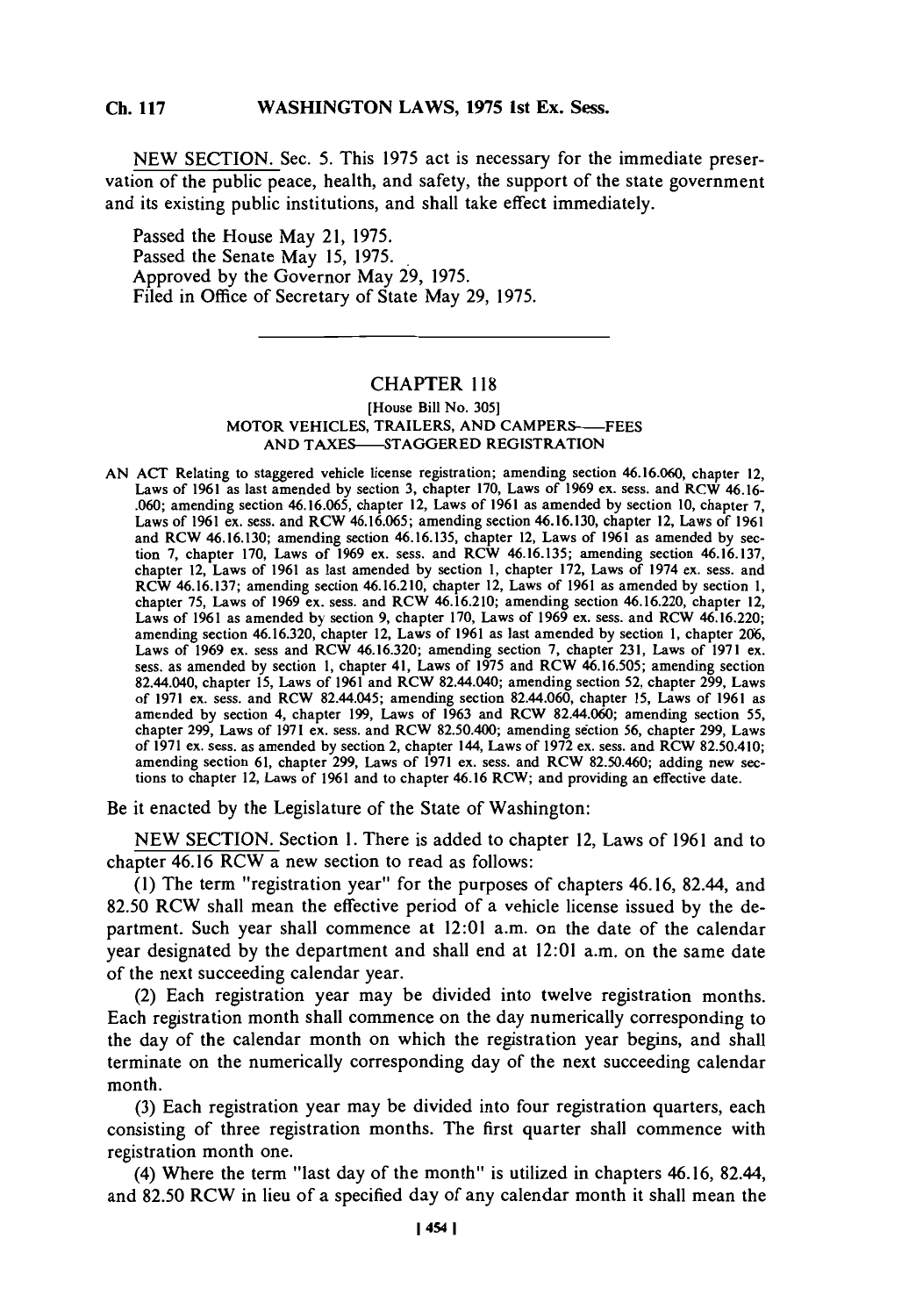NEW SECTION. Sec. 5. This 1975 act is necessary for the immediate preservation of the public peace, health, and safety, the support of the state government and its existing public institutions, and shall take effect immediately.

Passed the House May 21, 1975.
Passed the Senate May 15, 1975.
Approved by the Governor May 29, 1975.
Filed in Office of Secretary of State May 29, 1975.

---

## CHAPTER 118

[House Bill No. 305]

MOTOR VEHICLES, TRAILERS, AND CAMPERS——FEES AND TAXES——STAGGERED REGISTRATION

AN ACT Relating to staggered vehicle license registration; amending section 46.16.060, chapter 12, Laws of 1961 as last amended by section 3, chapter 170, Laws of 1969 ex. sess. and RCW 46.16-.060; amending section 46.16.065, chapter 12, Laws of 1961 as amended by section 10, chapter 7, Laws of 1961 ex. sess. and RCW 46.16.065; amending section 46.16.130, chapter 12, Laws of 1961 and RCW 46.16.130; amending section 46.16.135, chapter 12, Laws of 1961 as amended by section 7, chapter 170, Laws of 1969 ex. sess. and RCW 46.16.135; amending section 46.16.137, chapter 12, Laws of 1961 as last amended by section 1, chapter 172, Laws of 1974 ex. sess. and RCW 46.16.137; amending section 46.16.210, chapter 12, Laws of 1961 as amended by section 1, chapter 75, Laws of 1969 ex. sess. and RCW 46.16.210; amending section 46.16.220, chapter 12, Laws of 1961 as amended by section 9, chapter 170, Laws of 1969 ex. sess. and RCW 46.16.220; amending section 46.16.320, chapter 12, Laws of 1961 as last amended by section 1, chapter 206, Laws of 1969 ex. sess and RCW 46.16.320; amending section 7, chapter 231, Laws of 1971 ex. sess. as amended by section 1, chapter 41, Laws of 1975 and RCW 46.16.505; amending section 82.44.040, chapter 15, Laws of 1961 and RCW 82.44.040; amending section 52, chapter 299, Laws of 1971 ex. sess. and RCW 82.44.045; amending section 82.44.060, chapter 15, Laws of 1961 as amended by section 4, chapter 199, Laws of 1963 and RCW 82.44.060; amending section 55, chapter 299, Laws of 1971 ex. sess. and RCW 82.50.400; amending section 56, chapter 299, Laws of 1971 ex. sess. as amended by section 2, chapter 144, Laws of 1972 ex. sess. and RCW 82.50.410; amending section 61, chapter 299, Laws of 1971 ex. sess. and RCW 82.50.460; adding new sections to chapter 12, Laws of 1961 and to chapter 46.16 RCW; and providing an effective date.

Be it enacted by the Legislature of the State of Washington:

NEW SECTION. Section 1. There is added to chapter 12, Laws of 1961 and to chapter 46.16 RCW a new section to read as follows:

(1) The term "registration year" for the purposes of chapters 46.16, 82.44, and 82.50 RCW shall mean the effective period of a vehicle license issued by the department. Such year shall commence at 12:01 a.m. on the date of the calendar year designated by the department and shall end at 12:01 a.m. on the same date of the next succeeding calendar year.

(2) Each registration year may be divided into twelve registration months. Each registration month shall commence on the day numerically corresponding to the day of the calendar month on which the registration year begins, and shall terminate on the numerically corresponding day of the next succeeding calendar month.

(3) Each registration year may be divided into four registration quarters, each consisting of three registration months. The first quarter shall commence with registration month one.

(4) Where the term "last day of the month" is utilized in chapters 46.16, 82.44, and 82.50 RCW in lieu of a specified day of any calendar month it shall mean the